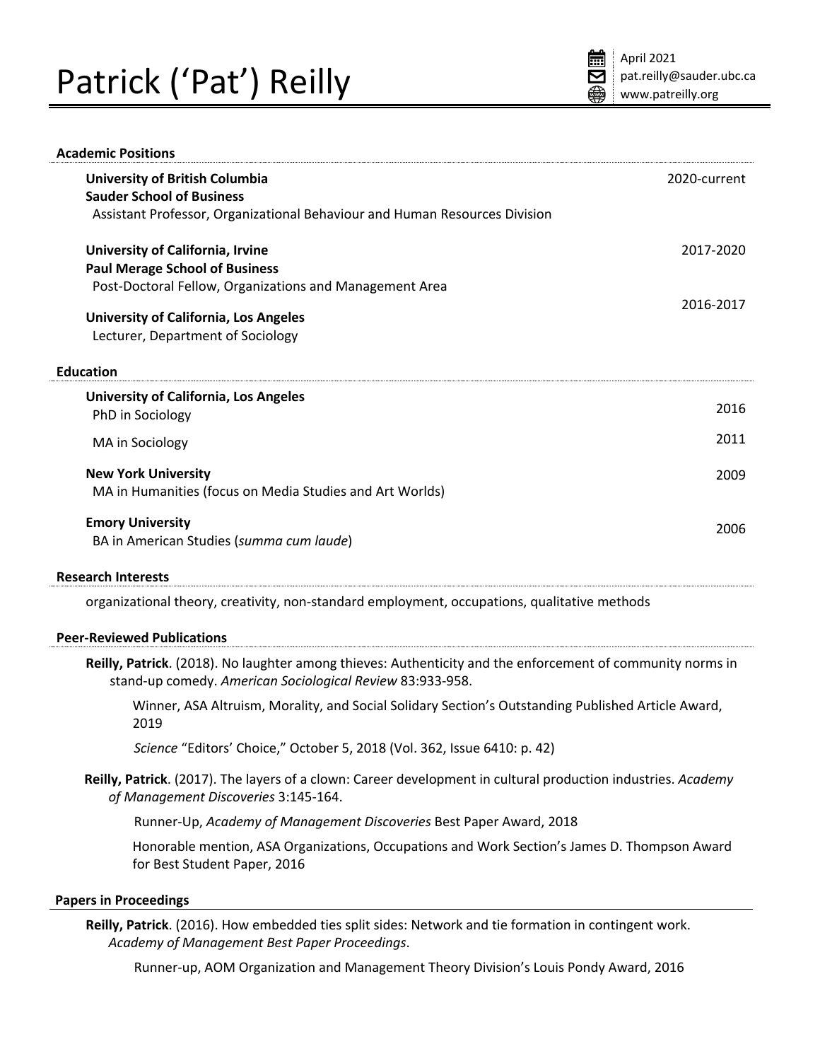# Patrick ('Pat') Reilly

April 2021
pat.reilly@sauder.ubc.ca
www.patreilly.org

## Academic Positions

**University of British Columbia** — 2020-current
**Sauder School of Business**
Assistant Professor, Organizational Behaviour and Human Resources Division

**University of California, Irvine** — 2017-2020
**Paul Merage School of Business**
Post-Doctoral Fellow, Organizations and Management Area

**University of California, Los Angeles** — 2016-2017
Lecturer, Department of Sociology

## Education

**University of California, Los Angeles**
PhD in Sociology — 2016

MA in Sociology — 2011

**New York University** — 2009
MA in Humanities (focus on Media Studies and Art Worlds)

**Emory University** — 2006
BA in American Studies (*summa cum laude*)

## Research Interests

organizational theory, creativity, non-standard employment, occupations, qualitative methods

## Peer-Reviewed Publications

**Reilly, Patrick**. (2018). No laughter among thieves: Authenticity and the enforcement of community norms in stand-up comedy. *American Sociological Review* 83:933-958.

Winner, ASA Altruism, Morality, and Social Solidary Section's Outstanding Published Article Award, 2019

*Science* "Editors' Choice," October 5, 2018 (Vol. 362, Issue 6410: p. 42)

**Reilly, Patrick**. (2017). The layers of a clown: Career development in cultural production industries. *Academy of Management Discoveries* 3:145-164.

Runner-Up, *Academy of Management Discoveries* Best Paper Award, 2018

Honorable mention, ASA Organizations, Occupations and Work Section's James D. Thompson Award for Best Student Paper, 2016

## Papers in Proceedings

**Reilly, Patrick**. (2016). How embedded ties split sides: Network and tie formation in contingent work. *Academy of Management Best Paper Proceedings*.

Runner-up, AOM Organization and Management Theory Division's Louis Pondy Award, 2016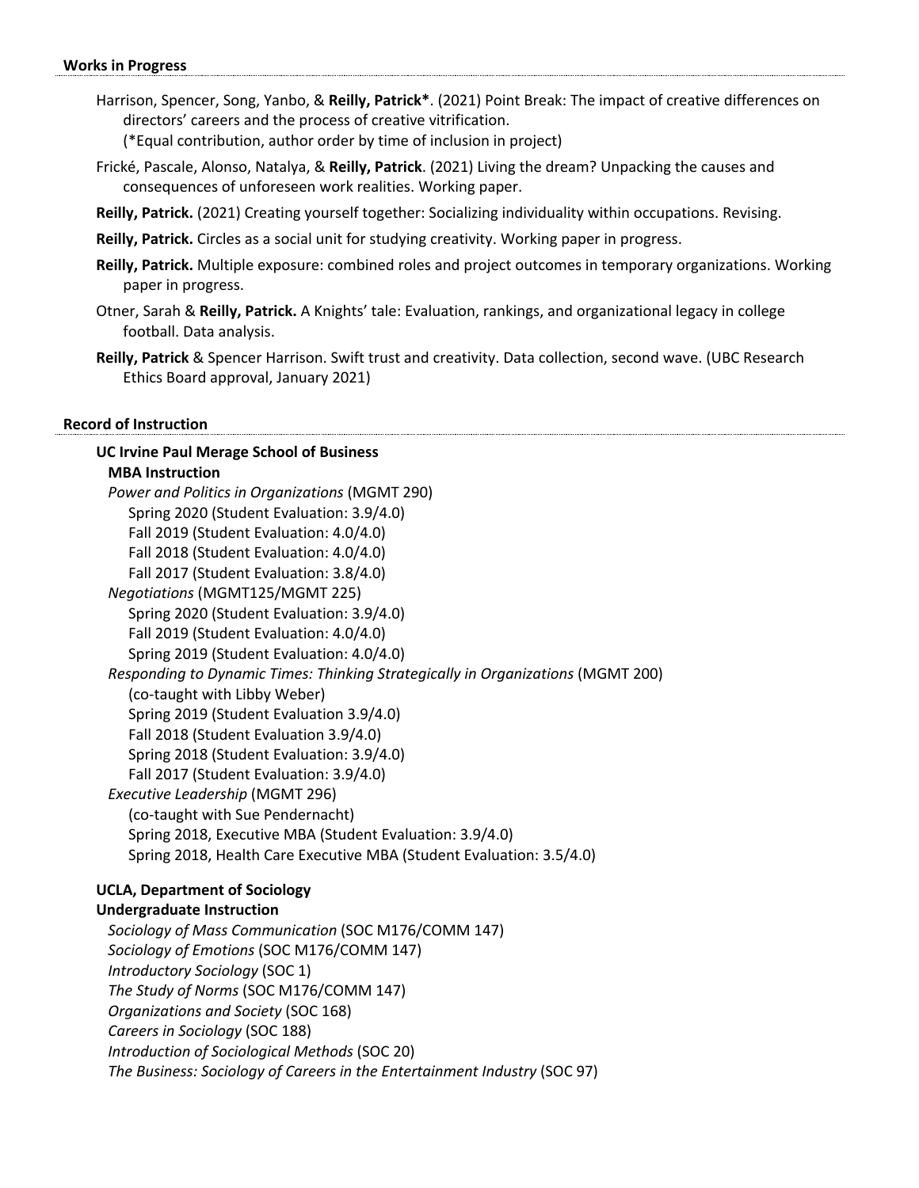## Works in Progress

Harrison, Spencer, Song, Yanbo, & **Reilly, Patrick***. (2021) Point Break: The impact of creative differences on directors' careers and the process of creative vitrification.
(*Equal contribution, author order by time of inclusion in project)

Frické, Pascale, Alonso, Natalya, & **Reilly, Patrick**. (2021) Living the dream? Unpacking the causes and consequences of unforeseen work realities. Working paper.

**Reilly, Patrick.** (2021) Creating yourself together: Socializing individuality within occupations. Revising.

**Reilly, Patrick.** Circles as a social unit for studying creativity. Working paper in progress.

**Reilly, Patrick.** Multiple exposure: combined roles and project outcomes in temporary organizations. Working paper in progress.

Otner, Sarah & **Reilly, Patrick.** A Knights' tale: Evaluation, rankings, and organizational legacy in college football. Data analysis.

**Reilly, Patrick** & Spencer Harrison. Swift trust and creativity. Data collection, second wave. (UBC Research Ethics Board approval, January 2021)

## Record of Instruction

### UC Irvine Paul Merage School of Business

**MBA Instruction**

*Power and Politics in Organizations* (MGMT 290)
- Spring 2020 (Student Evaluation: 3.9/4.0)
- Fall 2019 (Student Evaluation: 4.0/4.0)
- Fall 2018 (Student Evaluation: 4.0/4.0)
- Fall 2017 (Student Evaluation: 3.8/4.0)

*Negotiations* (MGMT125/MGMT 225)
- Spring 2020 (Student Evaluation: 3.9/4.0)
- Fall 2019 (Student Evaluation: 4.0/4.0)
- Spring 2019 (Student Evaluation: 4.0/4.0)

*Responding to Dynamic Times: Thinking Strategically in Organizations* (MGMT 200)
(co-taught with Libby Weber)
- Spring 2019 (Student Evaluation 3.9/4.0)
- Fall 2018 (Student Evaluation 3.9/4.0)
- Spring 2018 (Student Evaluation: 3.9/4.0)
- Fall 2017 (Student Evaluation: 3.9/4.0)

*Executive Leadership* (MGMT 296)
(co-taught with Sue Pendernacht)
- Spring 2018, Executive MBA (Student Evaluation: 3.9/4.0)
- Spring 2018, Health Care Executive MBA (Student Evaluation: 3.5/4.0)

### UCLA, Department of Sociology

**Undergraduate Instruction**

*Sociology of Mass Communication* (SOC M176/COMM 147)
*Sociology of Emotions* (SOC M176/COMM 147)
*Introductory Sociology* (SOC 1)
*The Study of Norms* (SOC M176/COMM 147)
*Organizations and Society* (SOC 168)
*Careers in Sociology* (SOC 188)
*Introduction of Sociological Methods* (SOC 20)
*The Business: Sociology of Careers in the Entertainment Industry* (SOC 97)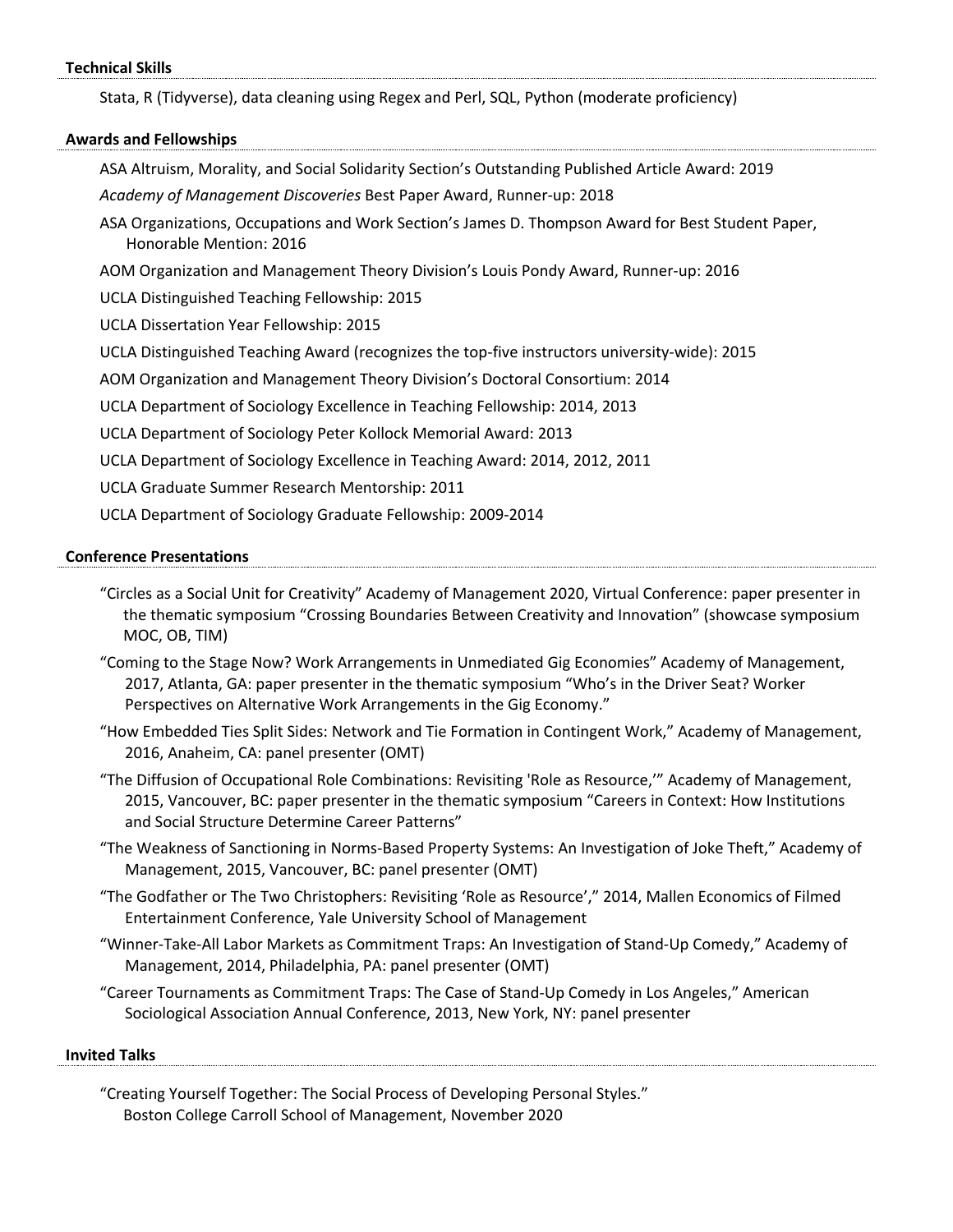## Technical Skills

Stata, R (Tidyverse), data cleaning using Regex and Perl, SQL, Python (moderate proficiency)

## Awards and Fellowships

ASA Altruism, Morality, and Social Solidarity Section's Outstanding Published Article Award: 2019

*Academy of Management Discoveries* Best Paper Award, Runner-up: 2018

ASA Organizations, Occupations and Work Section's James D. Thompson Award for Best Student Paper, Honorable Mention: 2016

AOM Organization and Management Theory Division's Louis Pondy Award, Runner-up: 2016

UCLA Distinguished Teaching Fellowship: 2015

UCLA Dissertation Year Fellowship: 2015

UCLA Distinguished Teaching Award (recognizes the top-five instructors university-wide): 2015

AOM Organization and Management Theory Division's Doctoral Consortium: 2014

UCLA Department of Sociology Excellence in Teaching Fellowship: 2014, 2013

UCLA Department of Sociology Peter Kollock Memorial Award: 2013

UCLA Department of Sociology Excellence in Teaching Award: 2014, 2012, 2011

UCLA Graduate Summer Research Mentorship: 2011

UCLA Department of Sociology Graduate Fellowship: 2009-2014

## Conference Presentations

"Circles as a Social Unit for Creativity" Academy of Management 2020, Virtual Conference: paper presenter in the thematic symposium "Crossing Boundaries Between Creativity and Innovation" (showcase symposium MOC, OB, TIM)

"Coming to the Stage Now? Work Arrangements in Unmediated Gig Economies" Academy of Management, 2017, Atlanta, GA: paper presenter in the thematic symposium "Who's in the Driver Seat? Worker Perspectives on Alternative Work Arrangements in the Gig Economy."

"How Embedded Ties Split Sides: Network and Tie Formation in Contingent Work," Academy of Management, 2016, Anaheim, CA: panel presenter (OMT)

"The Diffusion of Occupational Role Combinations: Revisiting 'Role as Resource,'" Academy of Management, 2015, Vancouver, BC: paper presenter in the thematic symposium "Careers in Context: How Institutions and Social Structure Determine Career Patterns"

"The Weakness of Sanctioning in Norms-Based Property Systems: An Investigation of Joke Theft," Academy of Management, 2015, Vancouver, BC: panel presenter (OMT)

"The Godfather or The Two Christophers: Revisiting 'Role as Resource'," 2014, Mallen Economics of Filmed Entertainment Conference, Yale University School of Management

"Winner-Take-All Labor Markets as Commitment Traps: An Investigation of Stand-Up Comedy," Academy of Management, 2014, Philadelphia, PA: panel presenter (OMT)

"Career Tournaments as Commitment Traps: The Case of Stand-Up Comedy in Los Angeles," American Sociological Association Annual Conference, 2013, New York, NY: panel presenter

## Invited Talks

"Creating Yourself Together: The Social Process of Developing Personal Styles."
Boston College Carroll School of Management, November 2020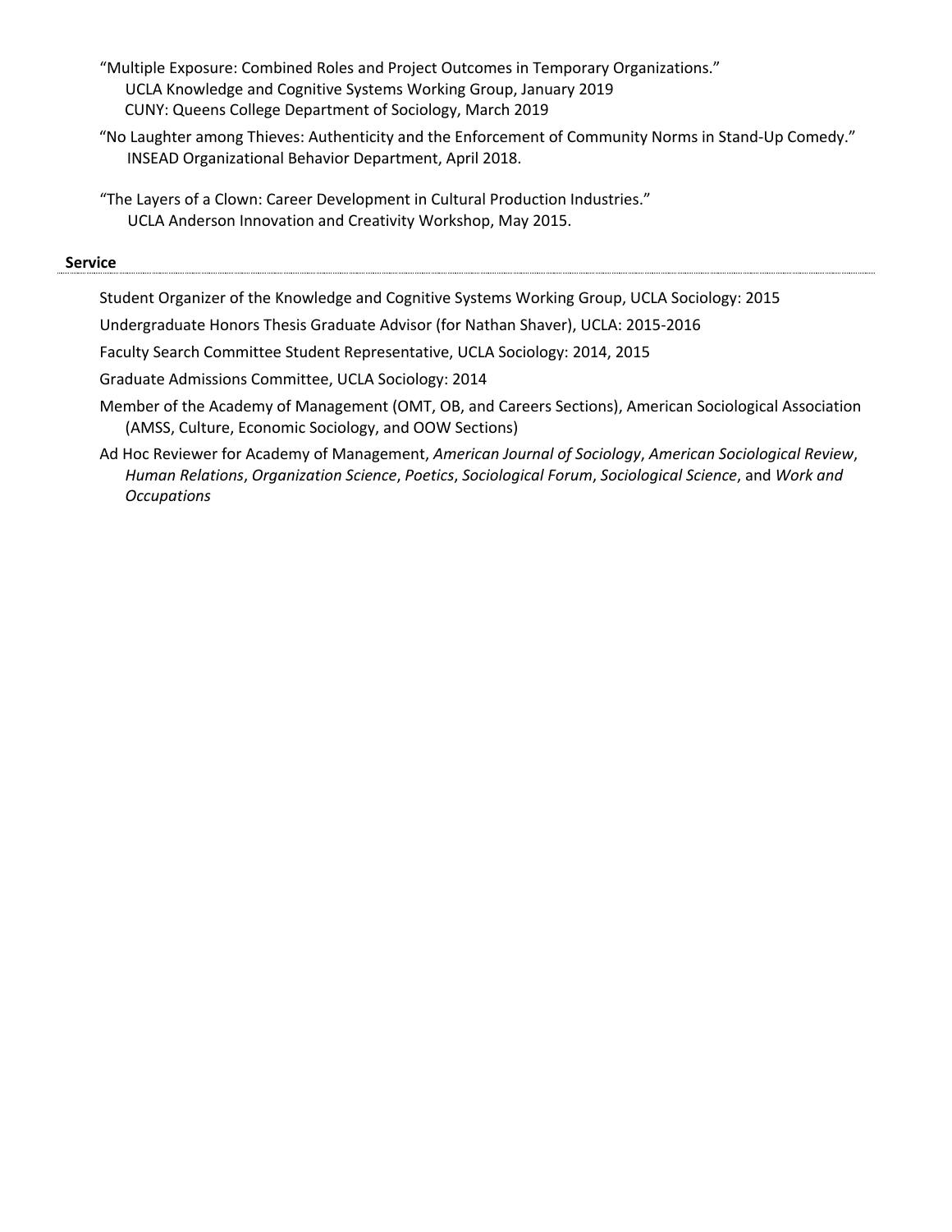"Multiple Exposure: Combined Roles and Project Outcomes in Temporary Organizations."
UCLA Knowledge and Cognitive Systems Working Group, January 2019
CUNY: Queens College Department of Sociology, March 2019

"No Laughter among Thieves: Authenticity and the Enforcement of Community Norms in Stand-Up Comedy."
INSEAD Organizational Behavior Department, April 2018.

"The Layers of a Clown: Career Development in Cultural Production Industries."
UCLA Anderson Innovation and Creativity Workshop, May 2015.

## Service

Student Organizer of the Knowledge and Cognitive Systems Working Group, UCLA Sociology: 2015

Undergraduate Honors Thesis Graduate Advisor (for Nathan Shaver), UCLA: 2015-2016

Faculty Search Committee Student Representative, UCLA Sociology: 2014, 2015

Graduate Admissions Committee, UCLA Sociology: 2014

Member of the Academy of Management (OMT, OB, and Careers Sections), American Sociological Association (AMSS, Culture, Economic Sociology, and OOW Sections)

Ad Hoc Reviewer for Academy of Management, *American Journal of Sociology*, *American Sociological Review*, *Human Relations*, *Organization Science*, *Poetics*, *Sociological Forum*, *Sociological Science*, and *Work and Occupations*